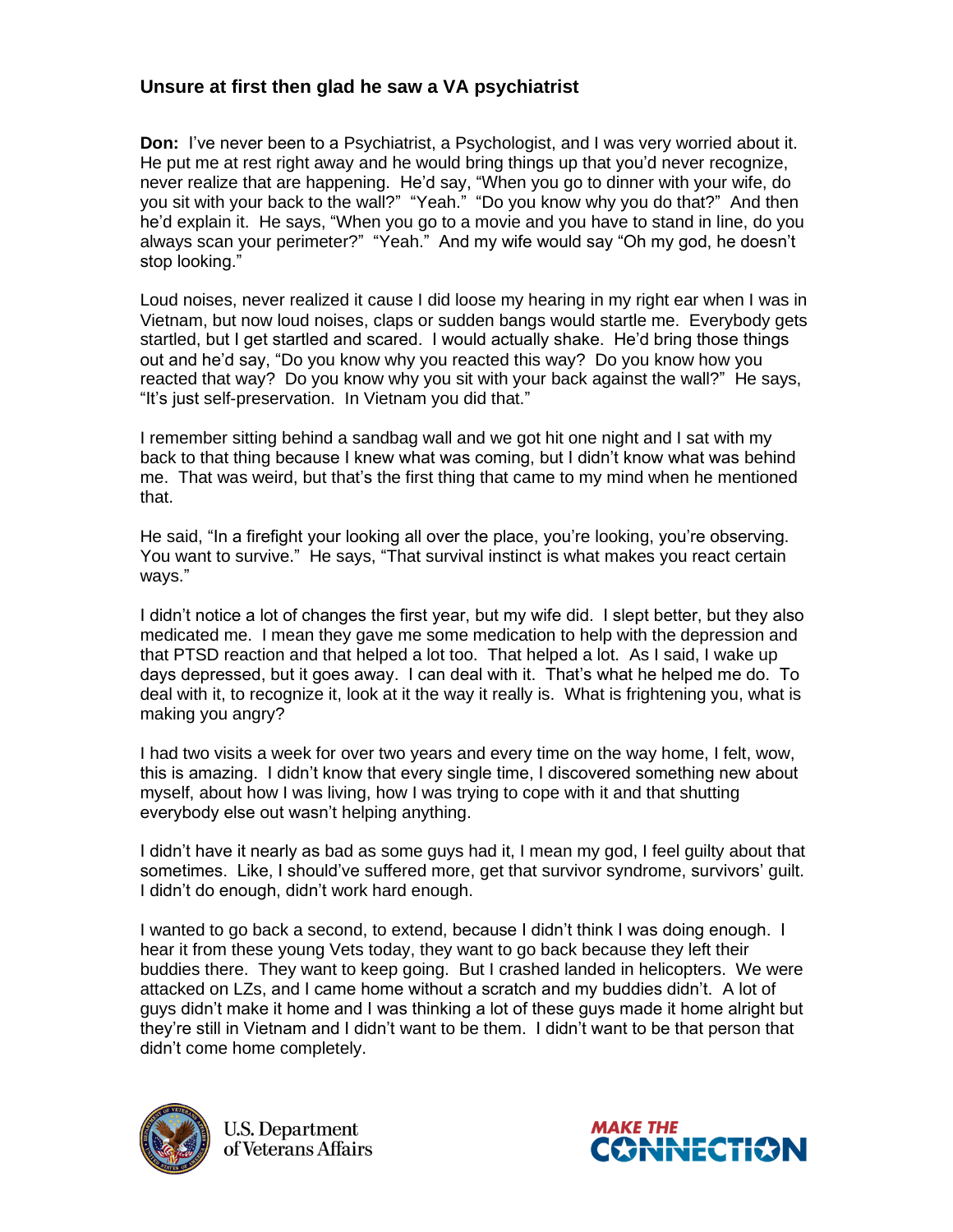## Unsure at first then glad he saw a VA psychiatrist

**Don:** I've never been to a Psychiatrist, a Psychologist, and I was very worried about it. He put me at rest right away and he would bring things up that you'd never recognize, never realize that are happening. He'd say, "When you go to dinner with your wife, do you sit with your back to the wall?" "Yeah." "Do you know why you do that?" And then he'd explain it. He says, "When you go to a movie and you have to stand in line, do you always scan your perimeter?" "Yeah." And my wife would say "Oh my god, he doesn't stop looking."

Loud noises, never realized it cause I did loose my hearing in my right ear when I was in Vietnam, but now loud noises, claps or sudden bangs would startle me. Everybody gets startled, but I get startled and scared. I would actually shake. He'd bring those things out and he'd say, "Do you know why you reacted this way? Do you know how you reacted that way? Do you know why you sit with your back against the wall?" He says, "It's just self-preservation. In Vietnam you did that."

I remember sitting behind a sandbag wall and we got hit one night and I sat with my back to that thing because I knew what was coming, but I didn't know what was behind me. That was weird, but that's the first thing that came to my mind when he mentioned that.

He said, "In a firefight your looking all over the place, you're looking, you're observing. You want to survive." He says, "That survival instinct is what makes you react certain ways."

I didn't notice a lot of changes the first year, but my wife did. I slept better, but they also medicated me. I mean they gave me some medication to help with the depression and that PTSD reaction and that helped a lot too. That helped a lot. As I said, I wake up days depressed, but it goes away. I can deal with it. That's what he helped me do. To deal with it, to recognize it, look at it the way it really is. What is frightening you, what is making you angry?

I had two visits a week for over two years and every time on the way home, I felt, wow, this is amazing. I didn't know that every single time, I discovered something new about myself, about how I was living, how I was trying to cope with it and that shutting everybody else out wasn't helping anything.

I didn't have it nearly as bad as some guys had it, I mean my god, I feel guilty about that sometimes. Like, I should've suffered more, get that survivor syndrome, survivors' guilt. I didn't do enough, didn't work hard enough.

I wanted to go back a second, to extend, because I didn't think I was doing enough. I hear it from these young Vets today, they want to go back because they left their buddies there. They want to keep going. But I crashed landed in helicopters. We were attacked on LZs, and I came home without a scratch and my buddies didn't. A lot of guys didn't make it home and I was thinking a lot of these guys made it home alright but they're still in Vietnam and I didn't want to be them. I didn't want to be that person that didn't come home completely.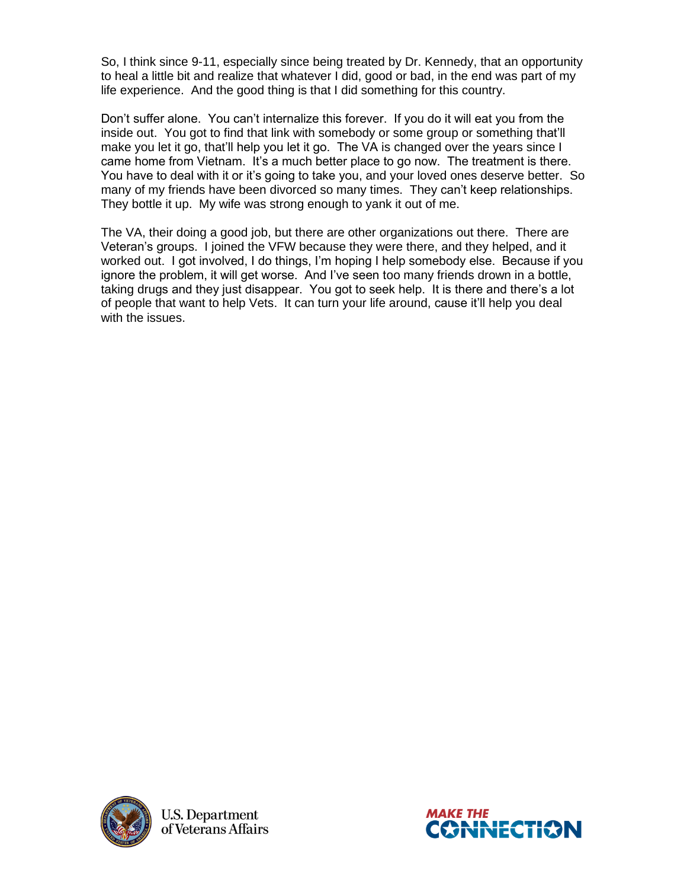So, I think since 9-11, especially since being treated by Dr. Kennedy, that an opportunity to heal a little bit and realize that whatever I did, good or bad, in the end was part of my life experience. And the good thing is that I did something for this country.

Don't suffer alone. You can't internalize this forever. If you do it will eat you from the inside out. You got to find that link with somebody or some group or something that'll make you let it go, that'll help you let it go. The VA is changed over the years since I came home from Vietnam. It's a much better place to go now. The treatment is there. You have to deal with it or it's going to take you, and your loved ones deserve better. So many of my friends have been divorced so many times. They can't keep relationships. They bottle it up. My wife was strong enough to yank it out of me.

The VA, their doing a good job, but there are other organizations out there. There are Veteran's groups. I joined the VFW because they were there, and they helped, and it worked out. I got involved, I do things, I'm hoping I help somebody else. Because if you ignore the problem, it will get worse. And I've seen too many friends drown in a bottle, taking drugs and they just disappear. You got to seek help. It is there and there's a lot of people that want to help Vets. It can turn your life around, cause it'll help you deal with the issues.